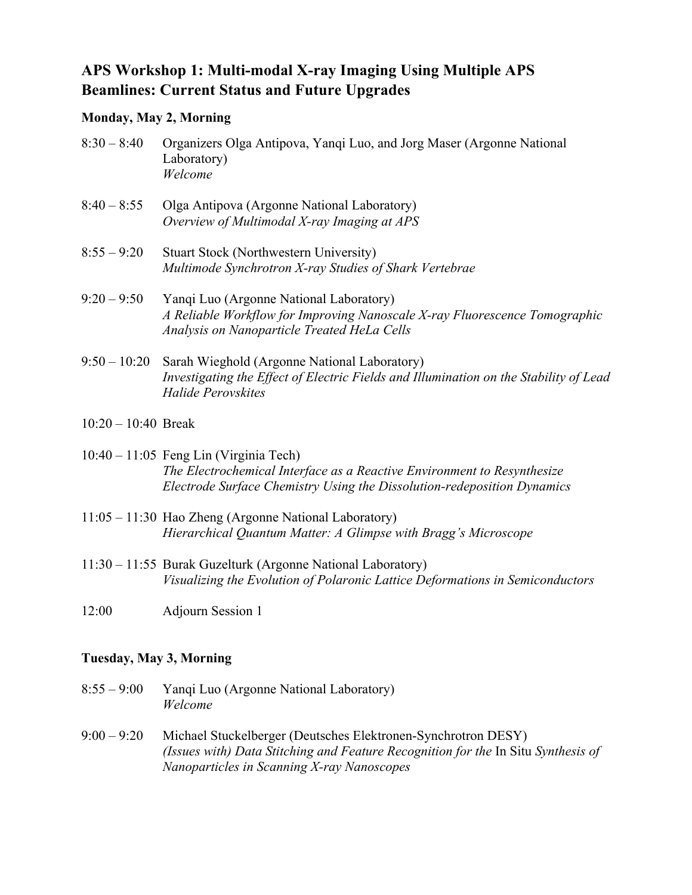# APS Workshop 1: Multi-modal X-ray Imaging Using Multiple APS Beamlines: Current Status and Future Upgrades

### Monday, May 2, Morning

8:30 – 8:40 Organizers Olga Antipova, Yanqi Luo, and Jorg Maser (Argonne National Laboratory)
*Welcome*

8:40 – 8:55 Olga Antipova (Argonne National Laboratory)
*Overview of Multimodal X-ray Imaging at APS*

8:55 – 9:20 Stuart Stock (Northwestern University)
*Multimode Synchrotron X-ray Studies of Shark Vertebrae*

9:20 – 9:50 Yanqi Luo (Argonne National Laboratory)
*A Reliable Workflow for Improving Nanoscale X-ray Fluorescence Tomographic Analysis on Nanoparticle Treated HeLa Cells*

9:50 – 10:20 Sarah Wieghold (Argonne National Laboratory)
*Investigating the Effect of Electric Fields and Illumination on the Stability of Lead Halide Perovskites*

10:20 – 10:40 Break

10:40 – 11:05 Feng Lin (Virginia Tech)
*The Electrochemical Interface as a Reactive Environment to Resynthesize Electrode Surface Chemistry Using the Dissolution-redeposition Dynamics*

11:05 – 11:30 Hao Zheng (Argonne National Laboratory)
*Hierarchical Quantum Matter: A Glimpse with Bragg's Microscope*

11:30 – 11:55 Burak Guzelturk (Argonne National Laboratory)
*Visualizing the Evolution of Polaronic Lattice Deformations in Semiconductors*

12:00 Adjourn Session 1

### Tuesday, May 3, Morning

8:55 – 9:00 Yanqi Luo (Argonne National Laboratory)
*Welcome*

9:00 – 9:20 Michael Stuckelberger (Deutsches Elektronen-Synchrotron DESY)
*(Issues with) Data Stitching and Feature Recognition for the* In Situ *Synthesis of Nanoparticles in Scanning X-ray Nanoscopes*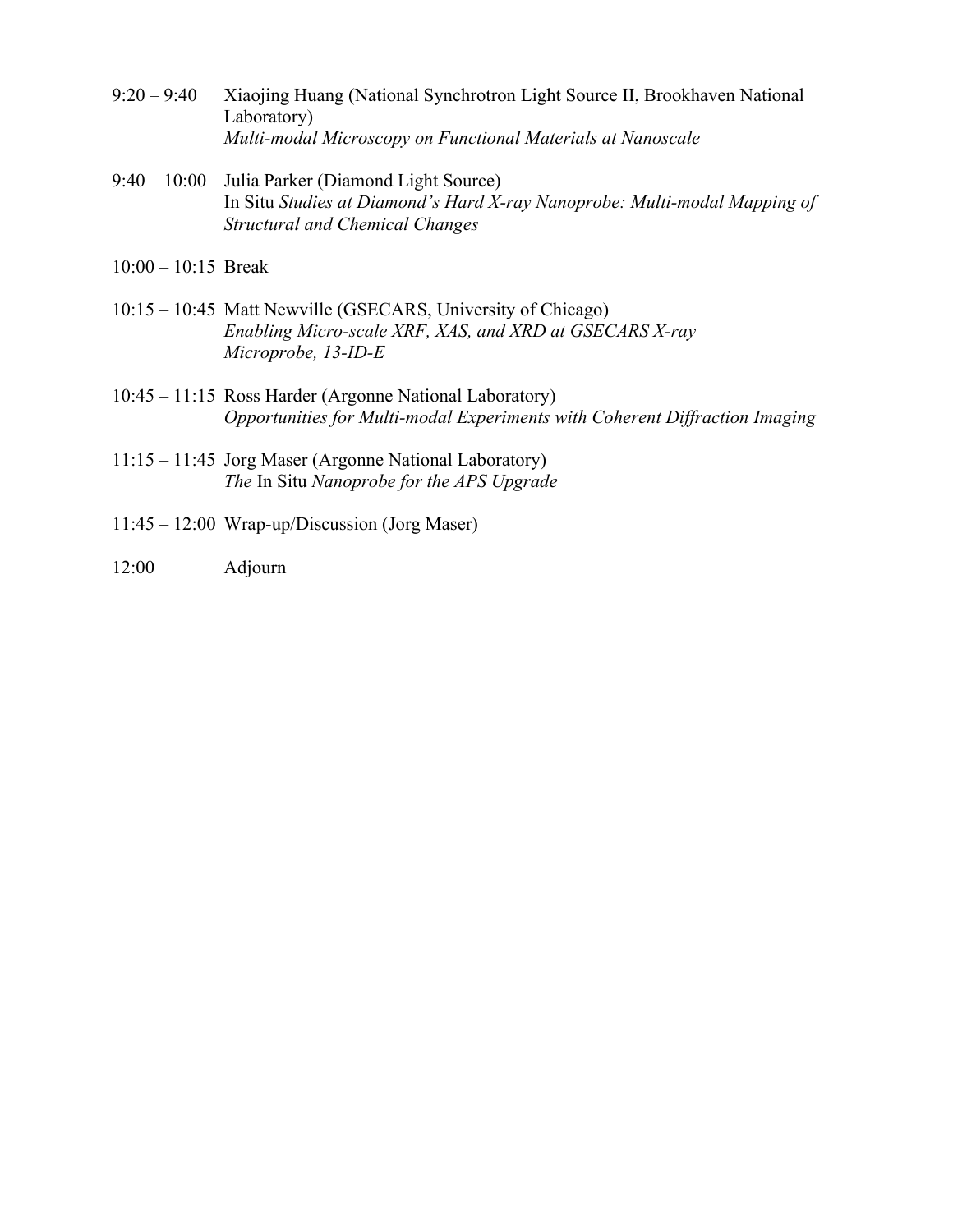9:20 – 9:40 Xiaojing Huang (National Synchrotron Light Source II, Brookhaven National Laboratory)
*Multi-modal Microscopy on Functional Materials at Nanoscale*

9:40 – 10:00 Julia Parker (Diamond Light Source)
In Situ *Studies at Diamond's Hard X-ray Nanoprobe: Multi-modal Mapping of Structural and Chemical Changes*

10:00 – 10:15 Break

10:15 – 10:45 Matt Newville (GSECARS, University of Chicago)
*Enabling Micro-scale XRF, XAS, and XRD at GSECARS X-ray Microprobe, 13-ID-E*

10:45 – 11:15 Ross Harder (Argonne National Laboratory)
*Opportunities for Multi-modal Experiments with Coherent Diffraction Imaging*

11:15 – 11:45 Jorg Maser (Argonne National Laboratory)
*The* In Situ *Nanoprobe for the APS Upgrade*

11:45 – 12:00 Wrap-up/Discussion (Jorg Maser)

12:00 Adjourn